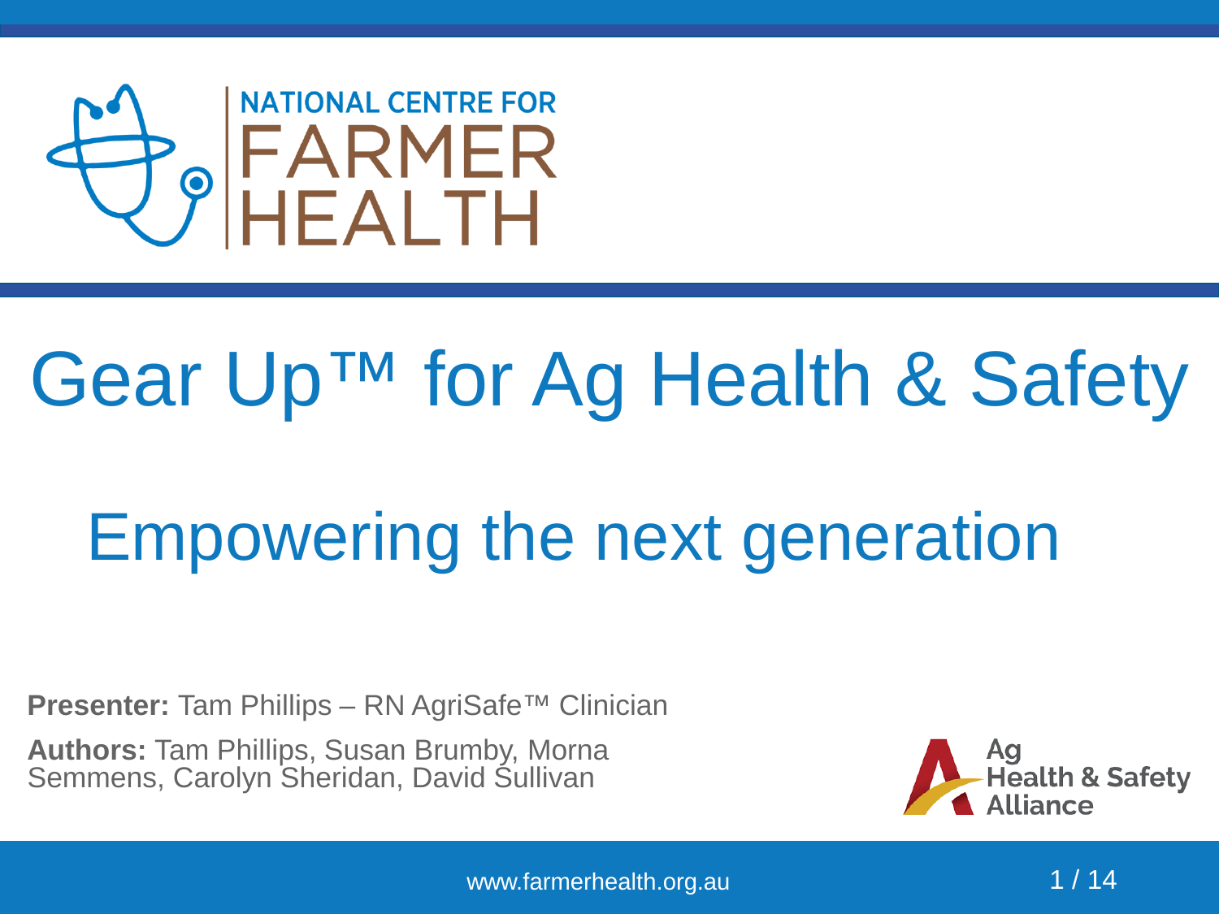NATIONAL CENTRE FOR FARMER HEALTH

# Gear Up™ for Ag Health & Safety

## Empowering the next generation

**Presenter:** Tam Phillips – RN AgriSafe™ Clinician

**Authors:** Tam Phillips, Susan Brumby, Morna Semmens, Carolyn Sheridan, David Sullivan

Ag Health & Safety Alliance

www.farmerhealth.org.au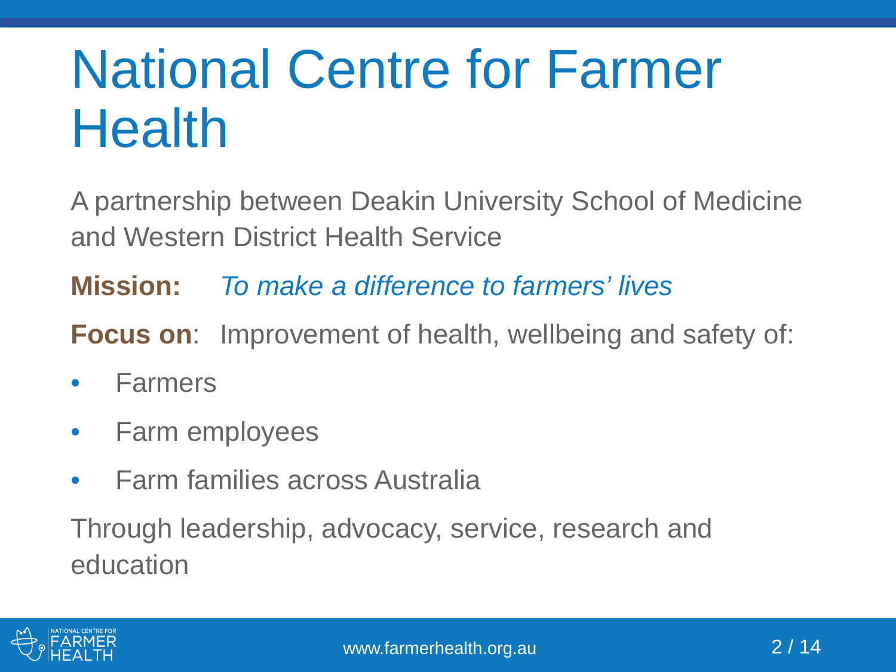# National Centre for Farmer Health

A partnership between Deakin University School of Medicine and Western District Health Service

**Mission:** *To make a difference to farmers' lives*

**Focus on**: Improvement of health, wellbeing and safety of:

- Farmers
- Farm employees
- Farm families across Australia

Through leadership, advocacy, service, research and education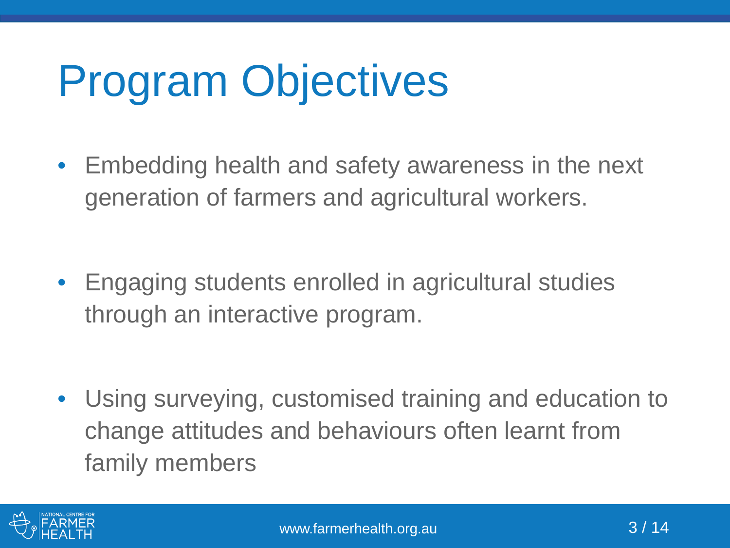# Program Objectives

- Embedding health and safety awareness in the next generation of farmers and agricultural workers.
- Engaging students enrolled in agricultural studies through an interactive program.
- Using surveying, customised training and education to change attitudes and behaviours often learnt from family members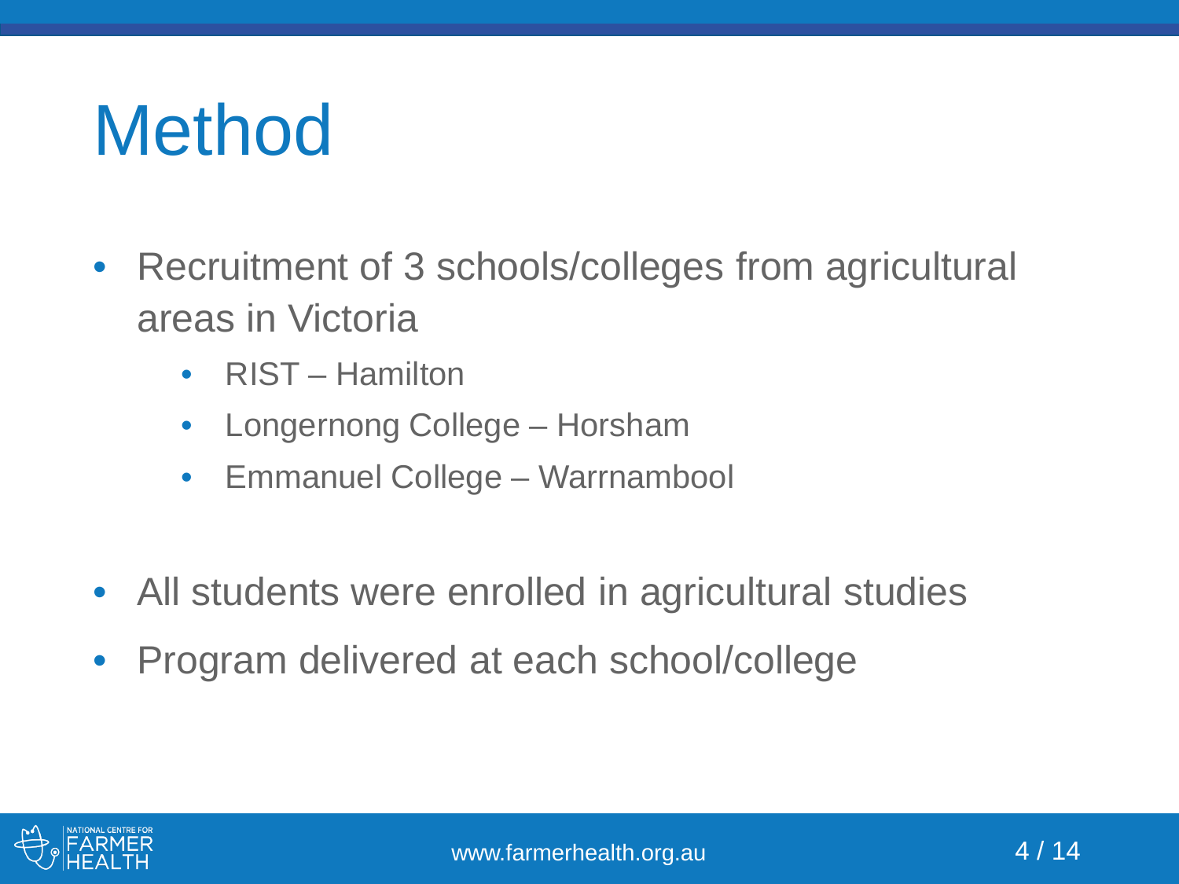# Method

- Recruitment of 3 schools/colleges from agricultural areas in Victoria
  - RIST – Hamilton
  - Longernong College – Horsham
  - Emmanuel College – Warrnambool

- All students were enrolled in agricultural studies
- Program delivered at each school/college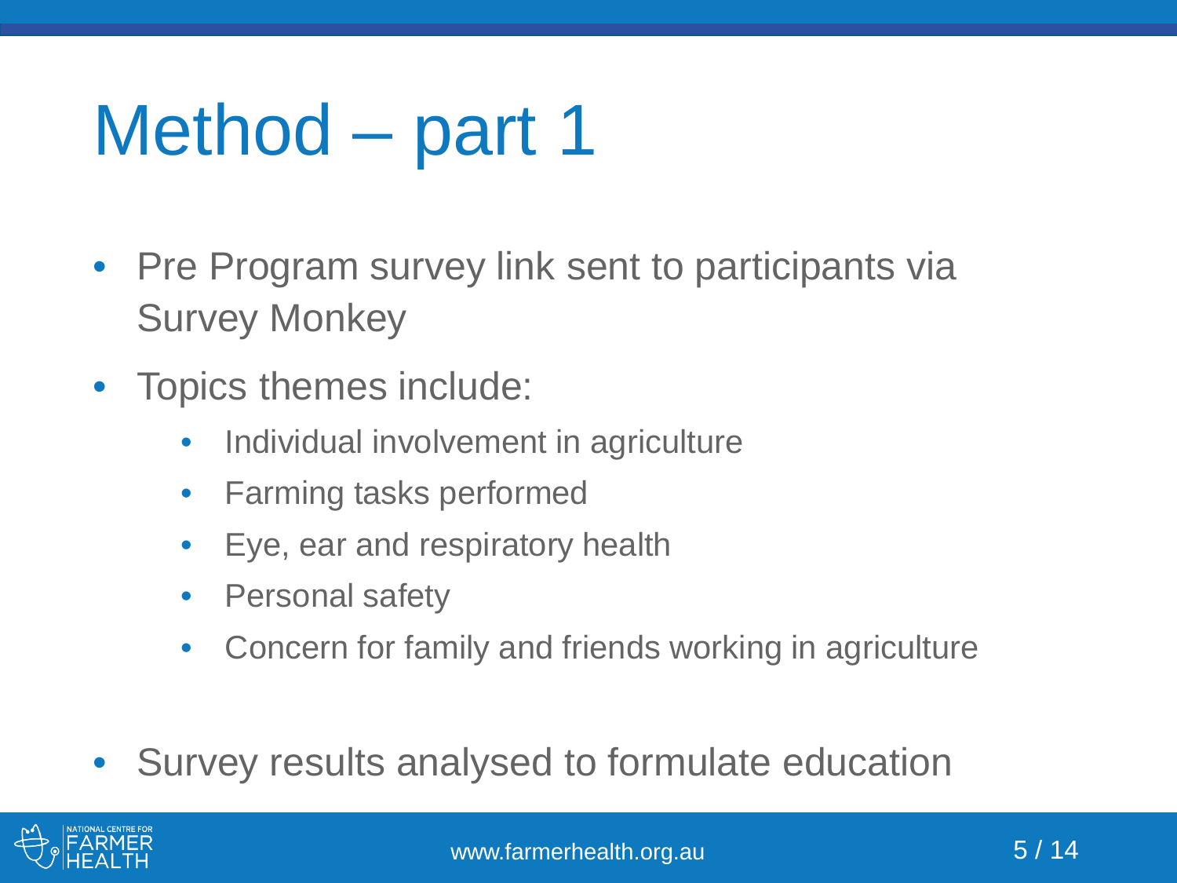# Method – part 1

- Pre Program survey link sent to participants via Survey Monkey
- Topics themes include:
  - Individual involvement in agriculture
  - Farming tasks performed
  - Eye, ear and respiratory health
  - Personal safety
  - Concern for family and friends working in agriculture
- Survey results analysed to formulate education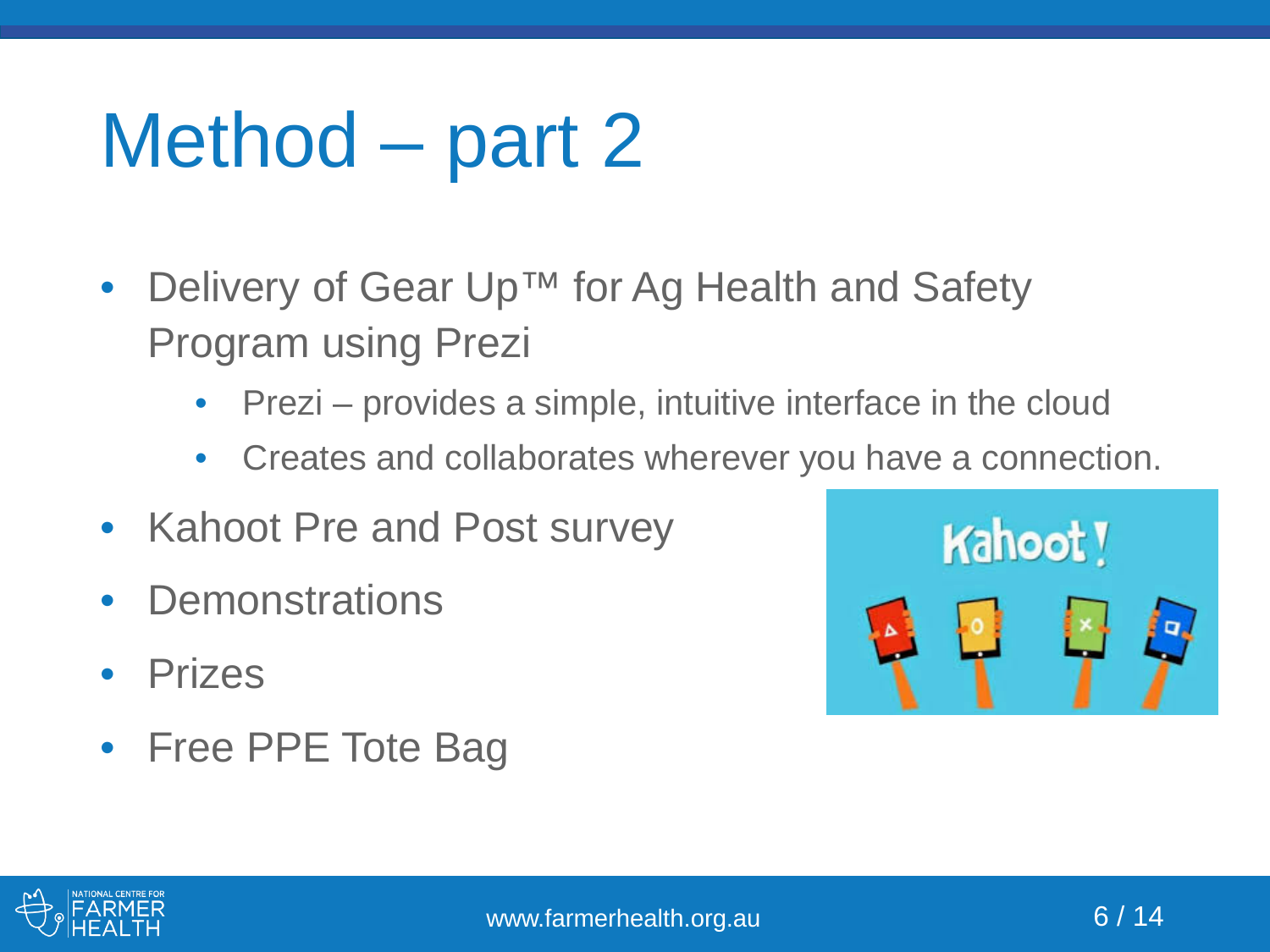# Method – part 2

- Delivery of Gear Up™ for Ag Health and Safety Program using Prezi
  - Prezi – provides a simple, intuitive interface in the cloud
  - Creates and collaborates wherever you have a connection.
- Kahoot Pre and Post survey
- Demonstrations
- Prizes
- Free PPE Tote Bag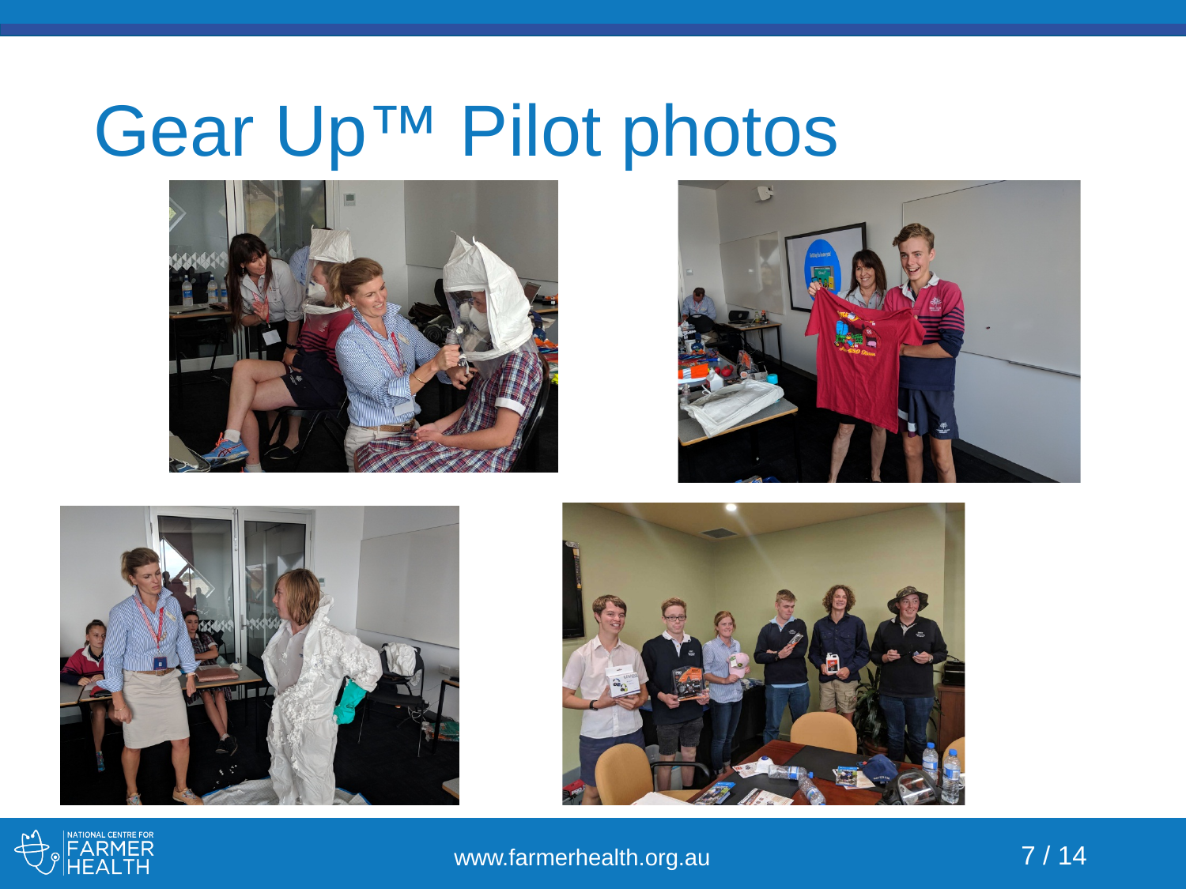# Gear Up™ Pilot photos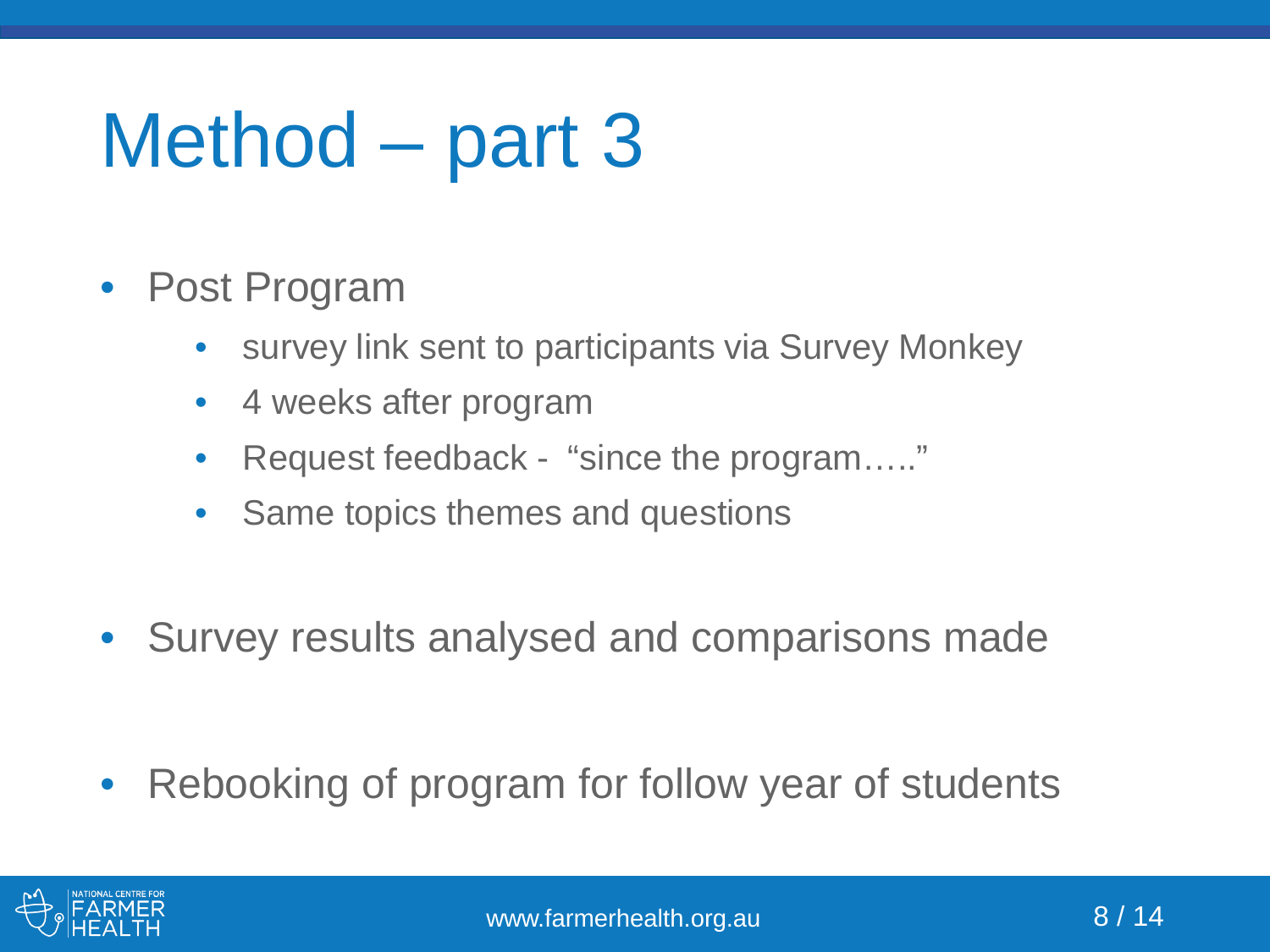# Method – part 3

- Post Program
  - survey link sent to participants via Survey Monkey
  - 4 weeks after program
  - Request feedback - "since the program….."
  - Same topics themes and questions

- Survey results analysed and comparisons made

- Rebooking of program for follow year of students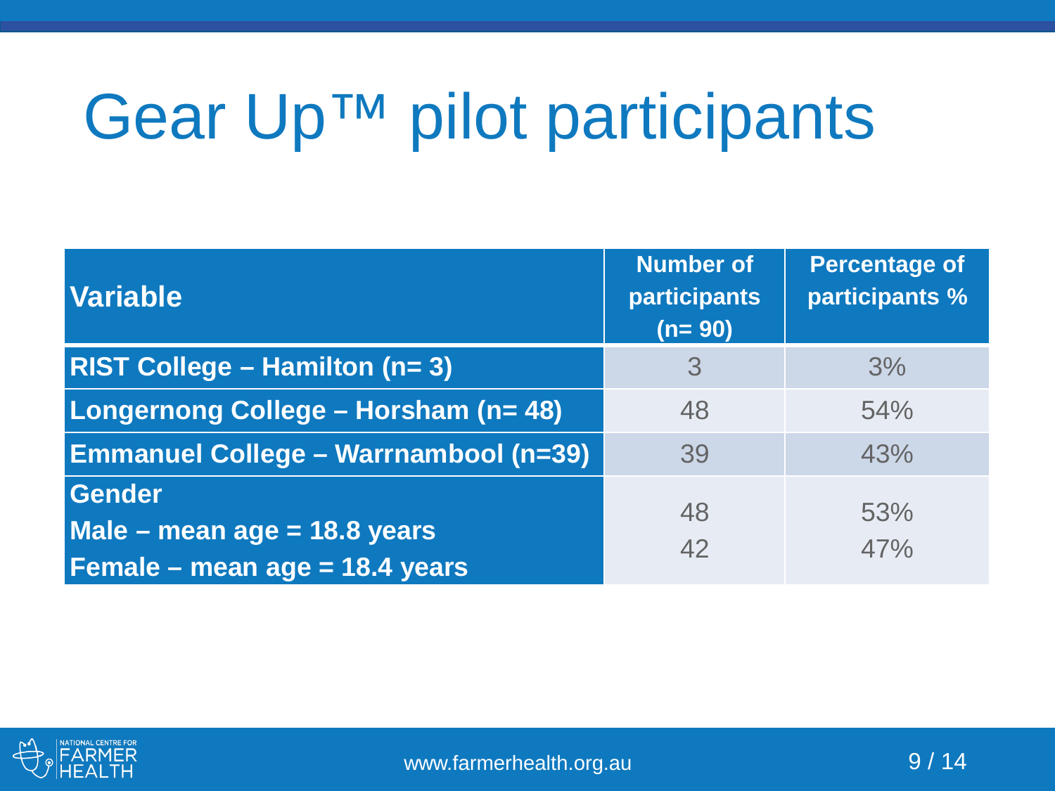# Gear Up™ pilot participants

| Variable | Number of participants (n= 90) | Percentage of participants % |
|---|---|---|
| **RIST College – Hamilton (n= 3)** | 3 | 3% |
| **Longernong College – Horsham (n= 48)** | 48 | 54% |
| **Emmanuel College – Warrnambool (n=39)** | 39 | 43% |
| **Gender** | | |
| **Male – mean age = 18.8 years** | 48 | 53% |
| **Female – mean age = 18.4 years** | 42 | 47% |

www.farmerhealth.org.au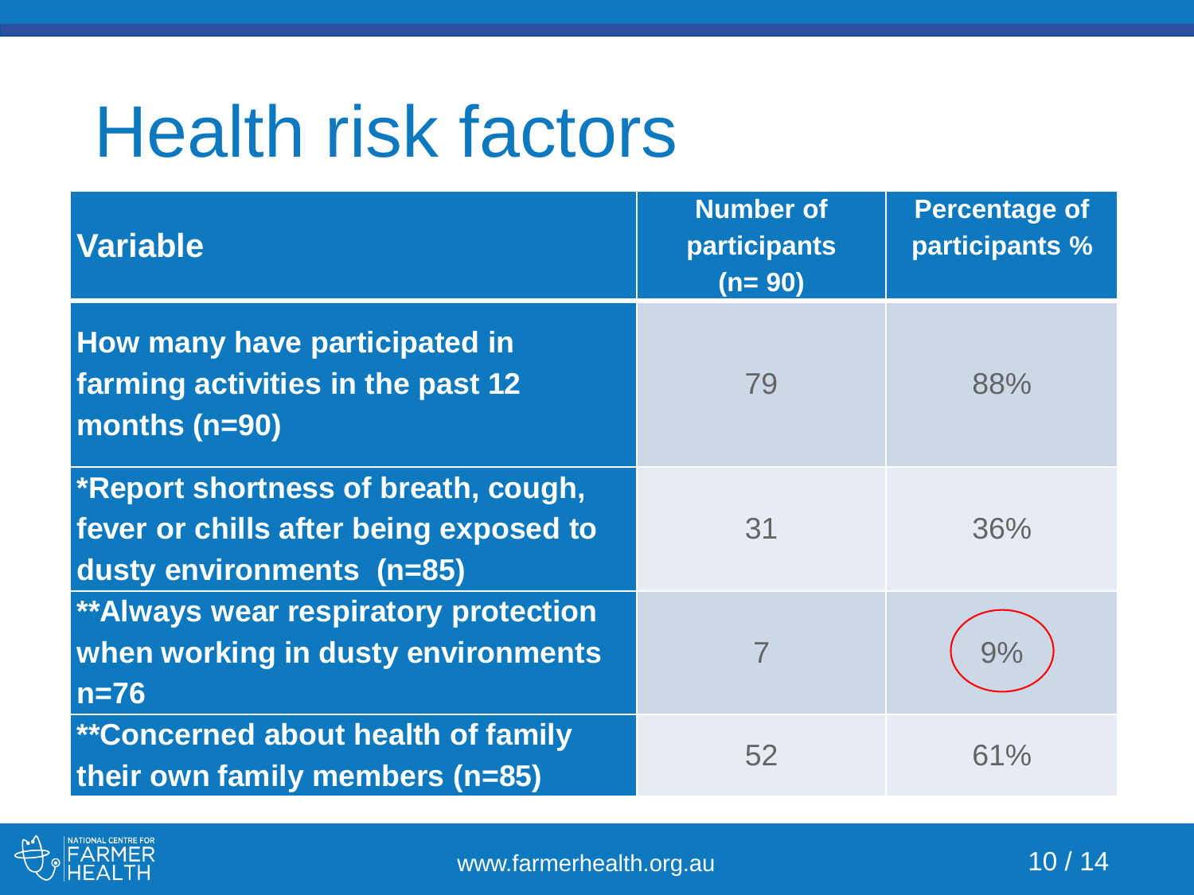# Health risk factors

| Variable | Number of participants (n= 90) | Percentage of participants % |
|---|---|---|
| How many have participated in farming activities in the past 12 months (n=90) | 79 | 88% |
| *Report shortness of breath, cough, fever or chills after being exposed to dusty environments (n=85) | 31 | 36% |
| **Always wear respiratory protection when working in dusty environments n=76 | 7 | 9% |
| **Concerned about health of family their own family members (n=85) | 52 | 61% |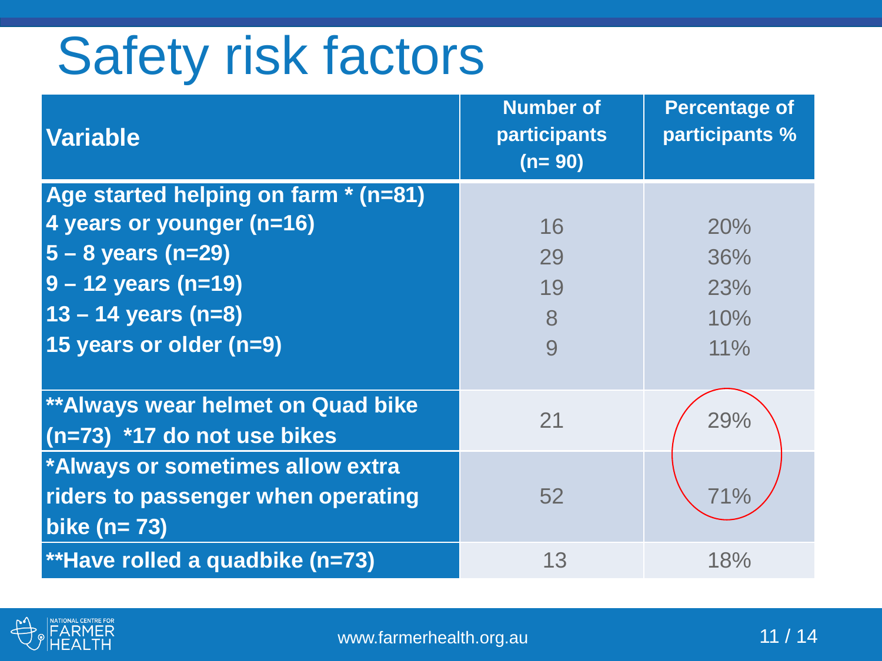# Safety risk factors

| Variable | Number of participants (n= 90) | Percentage of participants % |
|---|---|---|
| **Age started helping on farm * (n=81)** | | |
| **4 years or younger (n=16)** | 16 | 20% |
| **5 – 8 years (n=29)** | 29 | 36% |
| **9 – 12 years (n=19)** | 19 | 23% |
| **13 – 14 years (n=8)** | 8 | 10% |
| **15 years or older (n=9)** | 9 | 11% |
| **\*\*Always wear helmet on Quad bike (n=73) \*17 do not use bikes** | 21 | 29% |
| **\*Always or sometimes allow extra riders to passenger when operating bike (n= 73)** | 52 | 71% |
| **\*\*Have rolled a quadbike (n=73)** | 13 | 18% |

www.farmerhealth.org.au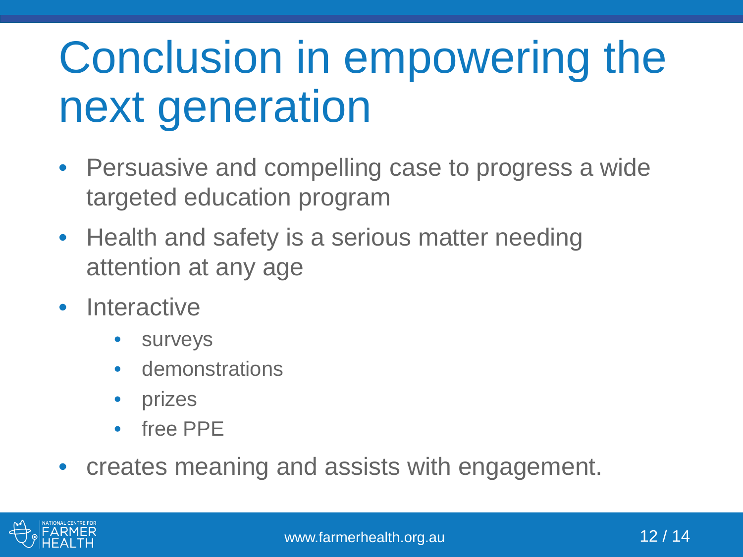# Conclusion in empowering the next generation

- Persuasive and compelling case to progress a wide targeted education program
- Health and safety is a serious matter needing attention at any age
- Interactive
  - surveys
  - demonstrations
  - prizes
  - free PPE
- creates meaning and assists with engagement.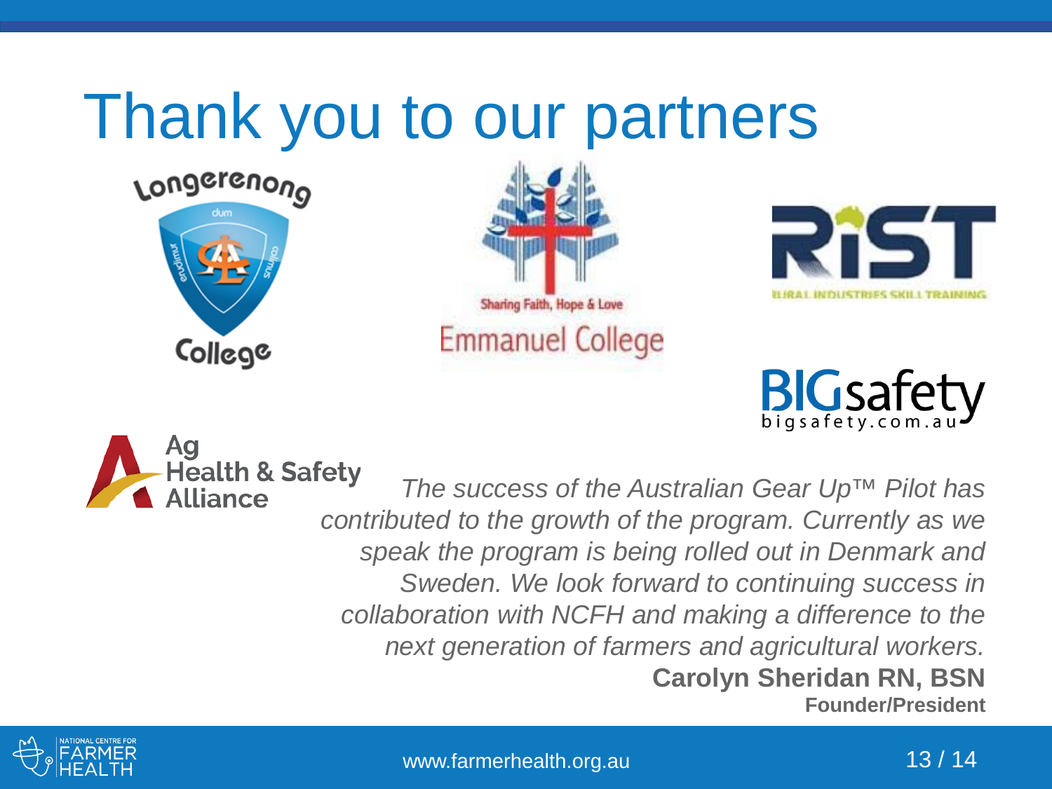# Thank you to our partners

Longerenong College

Sharing Faith, Hope & Love

Emmanuel College

RIST

RURAL INDUSTRIES SKILL TRAINING

BIGsafety

bigsafety.com.au

Ag Health & Safety Alliance

*The success of the Australian Gear Up™ Pilot has contributed to the growth of the program. Currently as we speak the program is being rolled out in Denmark and Sweden. We look forward to continuing success in collaboration with NCFH and making a difference to the next generation of farmers and agricultural workers.*

**Carolyn Sheridan RN, BSN**

**Founder/President**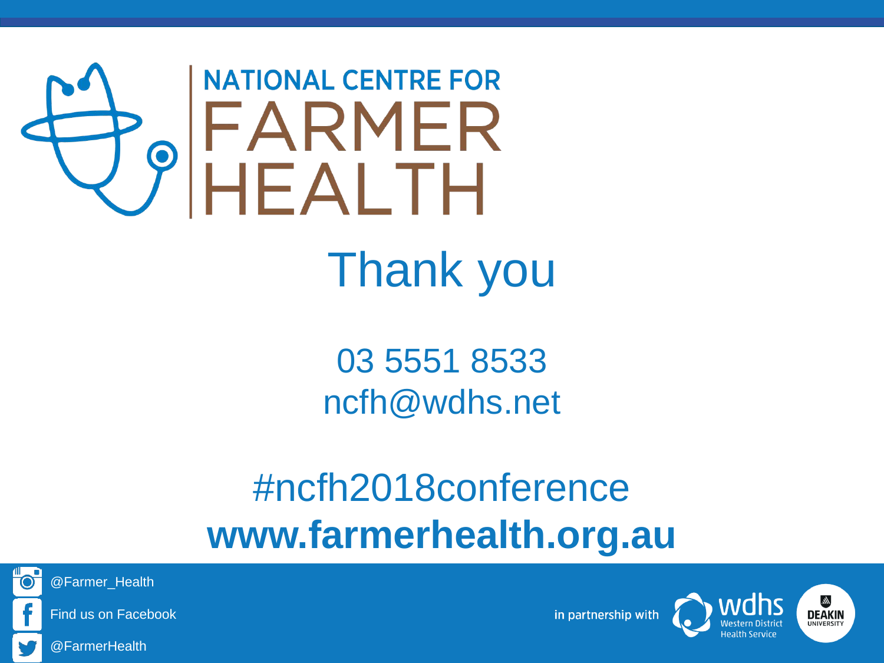NATIONAL CENTRE FOR FARMER HEALTH

# Thank you

03 5551 8533
ncfh@wdhs.net

#ncfh2018conference

**www.farmerhealth.org.au**

@Farmer_Health

Find us on Facebook

@FarmerHealth

in partnership with wdhs Western District Health Service, DEAKIN UNIVERSITY